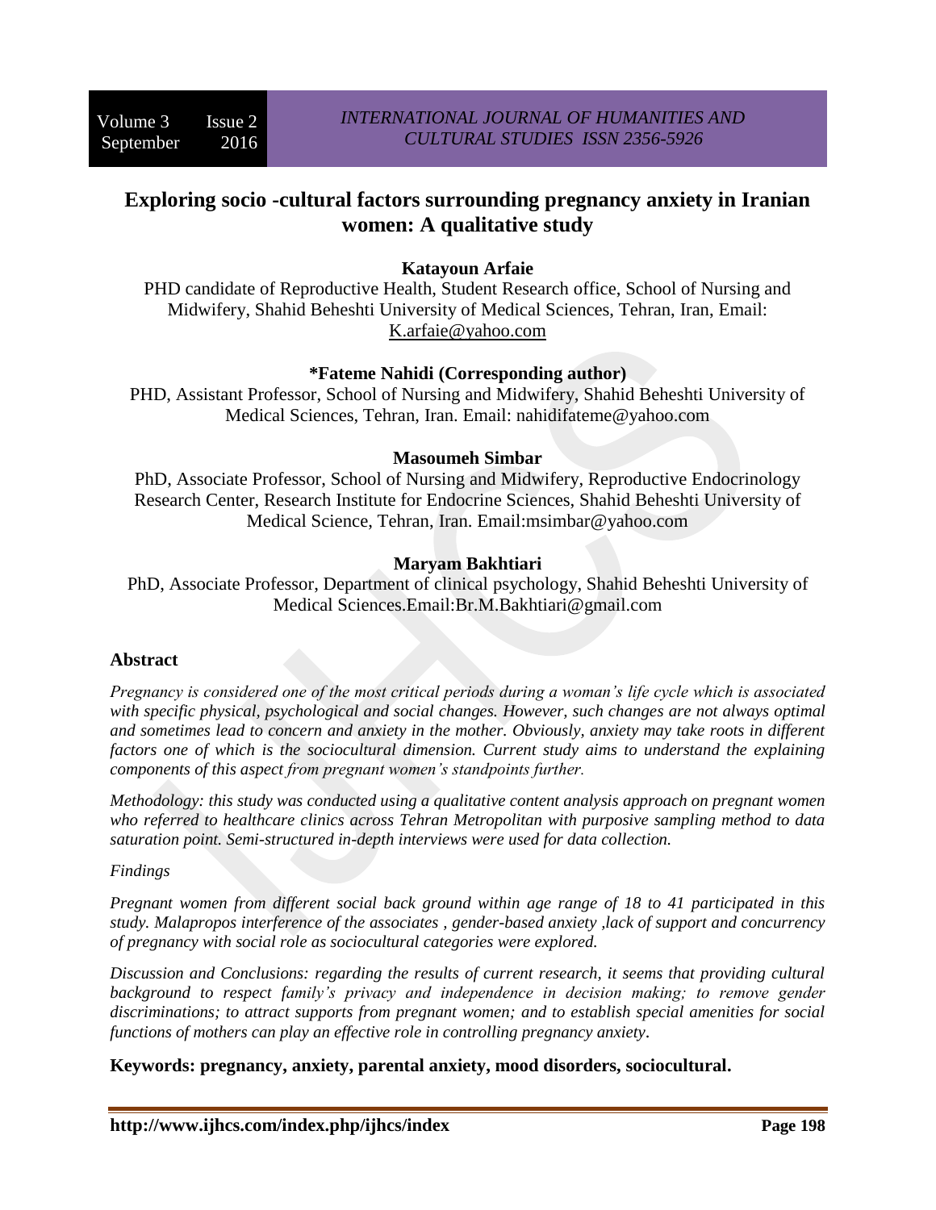# Exploring socio -cultural factors surrounding pregnancy anxiety in Iranian women: A qualitative study

**Katayoun Arfaie**

PHD candidate of Reproductive Health, Student Research office, School of Nursing and Midwifery, Shahid Beheshti University of Medical Sciences, Tehran, Iran, Email: K.arfaie@yahoo.com

**\*Fateme Nahidi (Corresponding author)**

PHD, Assistant Professor, School of Nursing and Midwifery, Shahid Beheshti University of Medical Sciences, Tehran, Iran. Email: nahidifateme@yahoo.com

**Masoumeh Simbar**

PhD, Associate Professor, School of Nursing and Midwifery, Reproductive Endocrinology Research Center, Research Institute for Endocrine Sciences, Shahid Beheshti University of Medical Science, Tehran, Iran. Email:msimbar@yahoo.com

**Maryam Bakhtiari**

PhD, Associate Professor, Department of clinical psychology, Shahid Beheshti University of Medical Sciences.Email:Br.M.Bakhtiari@gmail.com

## Abstract

*Pregnancy is considered one of the most critical periods during a woman's life cycle which is associated with specific physical, psychological and social changes. However, such changes are not always optimal and sometimes lead to concern and anxiety in the mother. Obviously, anxiety may take roots in different factors one of which is the sociocultural dimension. Current study aims to understand the explaining components of this aspect from pregnant women's standpoints further.*

*Methodology: this study was conducted using a qualitative content analysis approach on pregnant women who referred to healthcare clinics across Tehran Metropolitan with purposive sampling method to data saturation point. Semi-structured in-depth interviews were used for data collection.*

*Findings*

*Pregnant women from different social back ground within age range of 18 to 41 participated in this study. Malapropos interference of the associates , gender-based anxiety ,lack of support and concurrency of pregnancy with social role as sociocultural categories were explored.*

*Discussion and Conclusions: regarding the results of current research, it seems that providing cultural background to respect family's privacy and independence in decision making; to remove gender discriminations; to attract supports from pregnant women; and to establish special amenities for social functions of mothers can play an effective role in controlling pregnancy anxiety.*

**Keywords: pregnancy, anxiety, parental anxiety, mood disorders, sociocultural.**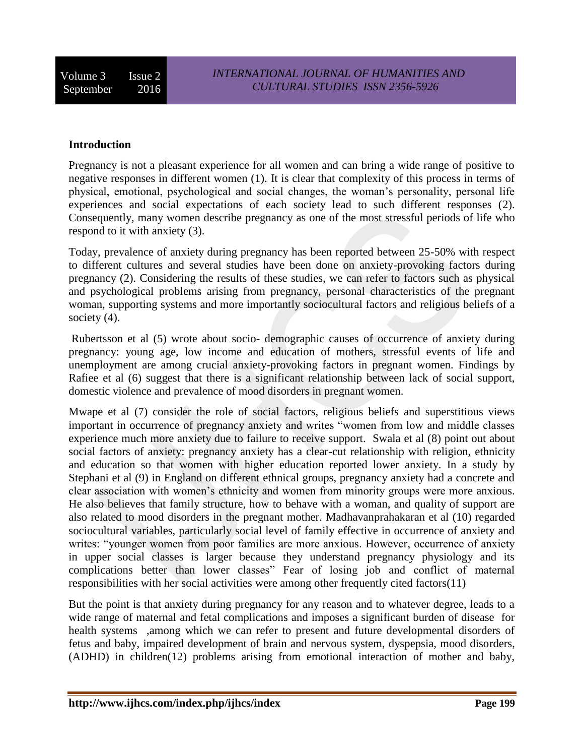## Introduction

Pregnancy is not a pleasant experience for all women and can bring a wide range of positive to negative responses in different women (1). It is clear that complexity of this process in terms of physical, emotional, psychological and social changes, the woman's personality, personal life experiences and social expectations of each society lead to such different responses (2). Consequently, many women describe pregnancy as one of the most stressful periods of life who respond to it with anxiety (3).

Today, prevalence of anxiety during pregnancy has been reported between 25-50% with respect to different cultures and several studies have been done on anxiety-provoking factors during pregnancy (2). Considering the results of these studies, we can refer to factors such as physical and psychological problems arising from pregnancy, personal characteristics of the pregnant woman, supporting systems and more importantly sociocultural factors and religious beliefs of a society (4).

Rubertsson et al (5) wrote about socio- demographic causes of occurrence of anxiety during pregnancy: young age, low income and education of mothers, stressful events of life and unemployment are among crucial anxiety-provoking factors in pregnant women. Findings by Rafiee et al (6) suggest that there is a significant relationship between lack of social support, domestic violence and prevalence of mood disorders in pregnant women.

Mwape et al (7) consider the role of social factors, religious beliefs and superstitious views important in occurrence of pregnancy anxiety and writes "women from low and middle classes experience much more anxiety due to failure to receive support. Swala et al (8) point out about social factors of anxiety: pregnancy anxiety has a clear-cut relationship with religion, ethnicity and education so that women with higher education reported lower anxiety. In a study by Stephani et al (9) in England on different ethnical groups, pregnancy anxiety had a concrete and clear association with women's ethnicity and women from minority groups were more anxious. He also believes that family structure, how to behave with a woman, and quality of support are also related to mood disorders in the pregnant mother. Madhavanprahakaran et al (10) regarded sociocultural variables, particularly social level of family effective in occurrence of anxiety and writes: "younger women from poor families are more anxious. However, occurrence of anxiety in upper social classes is larger because they understand pregnancy physiology and its complications better than lower classes" Fear of losing job and conflict of maternal responsibilities with her social activities were among other frequently cited factors(11)

But the point is that anxiety during pregnancy for any reason and to whatever degree, leads to a wide range of maternal and fetal complications and imposes a significant burden of disease for health systems ,among which we can refer to present and future developmental disorders of fetus and baby, impaired development of brain and nervous system, dyspepsia, mood disorders, (ADHD) in children(12) problems arising from emotional interaction of mother and baby,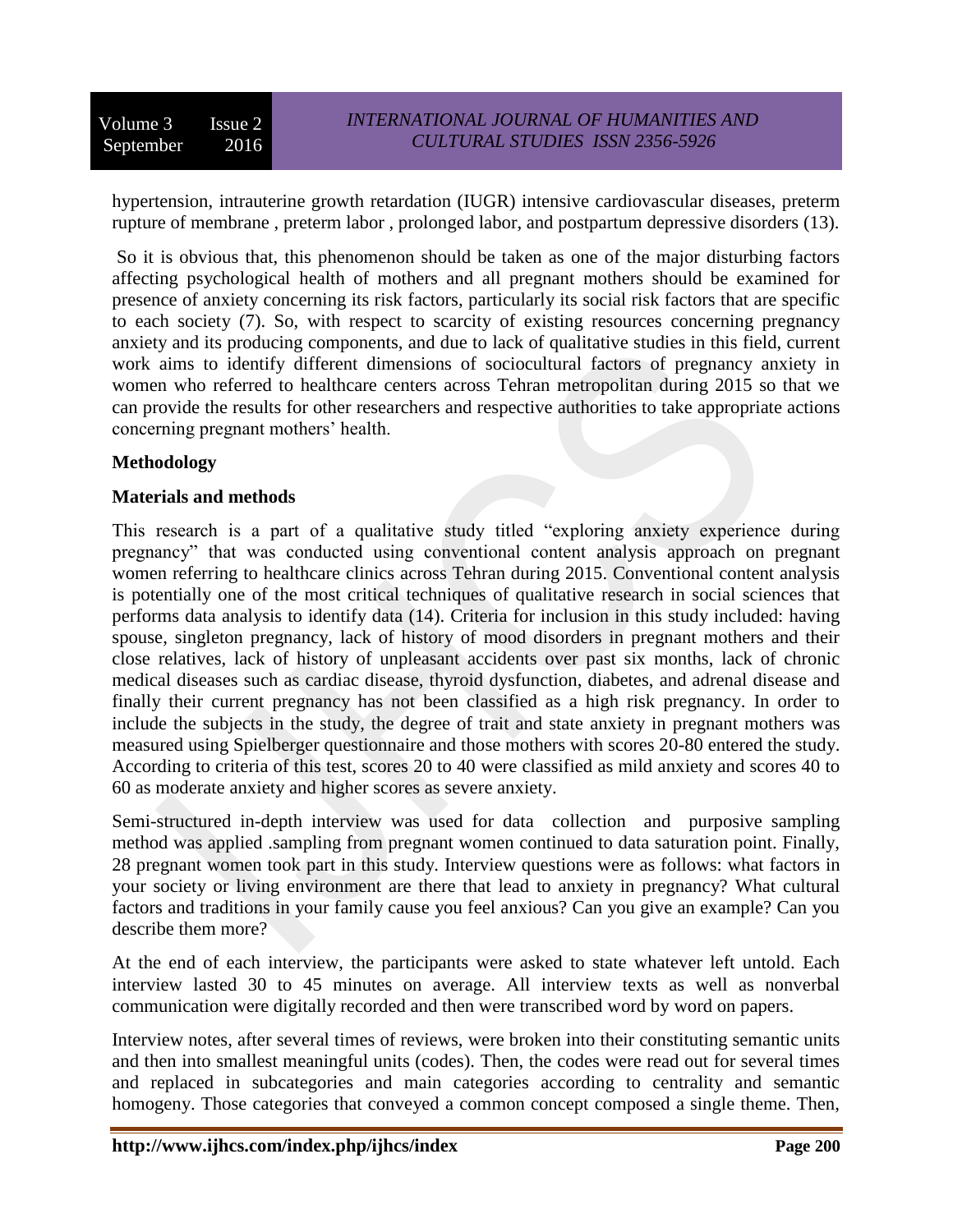hypertension, intrauterine growth retardation (IUGR) intensive cardiovascular diseases, preterm rupture of membrane , preterm labor , prolonged labor, and postpartum depressive disorders (13).

So it is obvious that, this phenomenon should be taken as one of the major disturbing factors affecting psychological health of mothers and all pregnant mothers should be examined for presence of anxiety concerning its risk factors, particularly its social risk factors that are specific to each society (7). So, with respect to scarcity of existing resources concerning pregnancy anxiety and its producing components, and due to lack of qualitative studies in this field, current work aims to identify different dimensions of sociocultural factors of pregnancy anxiety in women who referred to healthcare centers across Tehran metropolitan during 2015 so that we can provide the results for other researchers and respective authorities to take appropriate actions concerning pregnant mothers' health.

**Methodology**

**Materials and methods**

This research is a part of a qualitative study titled "exploring anxiety experience during pregnancy" that was conducted using conventional content analysis approach on pregnant women referring to healthcare clinics across Tehran during 2015. Conventional content analysis is potentially one of the most critical techniques of qualitative research in social sciences that performs data analysis to identify data (14). Criteria for inclusion in this study included: having spouse, singleton pregnancy, lack of history of mood disorders in pregnant mothers and their close relatives, lack of history of unpleasant accidents over past six months, lack of chronic medical diseases such as cardiac disease, thyroid dysfunction, diabetes, and adrenal disease and finally their current pregnancy has not been classified as a high risk pregnancy. In order to include the subjects in the study, the degree of trait and state anxiety in pregnant mothers was measured using Spielberger questionnaire and those mothers with scores 20-80 entered the study. According to criteria of this test, scores 20 to 40 were classified as mild anxiety and scores 40 to 60 as moderate anxiety and higher scores as severe anxiety.

Semi-structured in-depth interview was used for data collection and purposive sampling method was applied .sampling from pregnant women continued to data saturation point. Finally, 28 pregnant women took part in this study. Interview questions were as follows: what factors in your society or living environment are there that lead to anxiety in pregnancy? What cultural factors and traditions in your family cause you feel anxious? Can you give an example? Can you describe them more?

At the end of each interview, the participants were asked to state whatever left untold. Each interview lasted 30 to 45 minutes on average. All interview texts as well as nonverbal communication were digitally recorded and then were transcribed word by word on papers.

Interview notes, after several times of reviews, were broken into their constituting semantic units and then into smallest meaningful units (codes). Then, the codes were read out for several times and replaced in subcategories and main categories according to centrality and semantic homogeny. Those categories that conveyed a common concept composed a single theme. Then,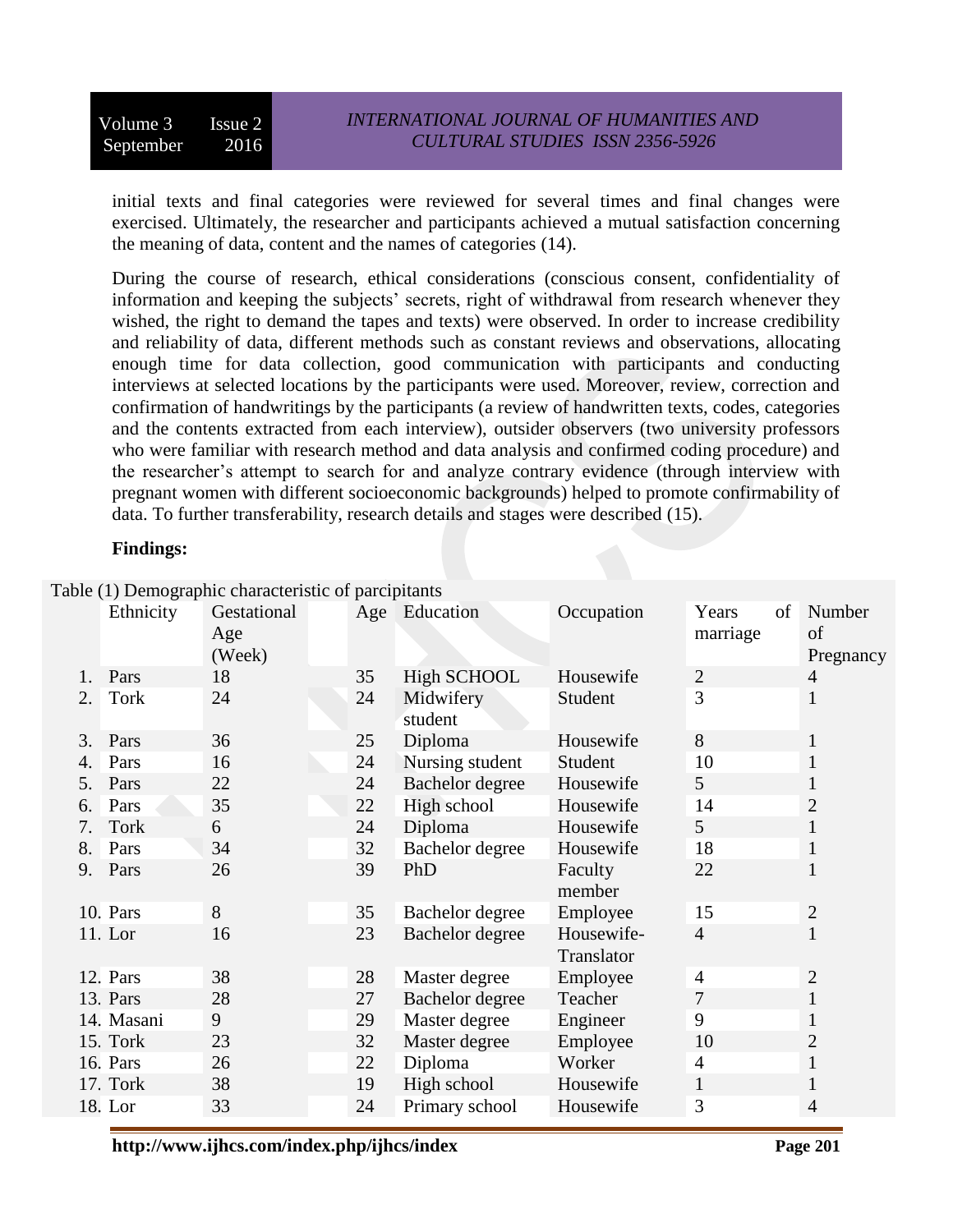initial texts and final categories were reviewed for several times and final changes were exercised. Ultimately, the researcher and participants achieved a mutual satisfaction concerning the meaning of data, content and the names of categories (14).

During the course of research, ethical considerations (conscious consent, confidentiality of information and keeping the subjects' secrets, right of withdrawal from research whenever they wished, the right to demand the tapes and texts) were observed. In order to increase credibility and reliability of data, different methods such as constant reviews and observations, allocating enough time for data collection, good communication with participants and conducting interviews at selected locations by the participants were used. Moreover, review, correction and confirmation of handwritings by the participants (a review of handwritten texts, codes, categories and the contents extracted from each interview), outsider observers (two university professors who were familiar with research method and data analysis and confirmed coding procedure) and the researcher's attempt to search for and analyze contrary evidence (through interview with pregnant women with different socioeconomic backgrounds) helped to promote confirmability of data. To further transferability, research details and stages were described (15).

**Findings:**

Table (1) Demographic characteristic of parcipitants

| | Ethnicity | Gestational Age (Week) | Age | Education | Occupation | Years of marriage | Number of Pregnancy |
|---|---|---|---|---|---|---|---|
| 1. | Pars | 18 | 35 | High SCHOOL | Housewife | 2 | 4 |
| 2. | Tork | 24 | 24 | Midwifery student | Student | 3 | 1 |
| 3. | Pars | 36 | 25 | Diploma | Housewife | 8 | 1 |
| 4. | Pars | 16 | 24 | Nursing student | Student | 10 | 1 |
| 5. | Pars | 22 | 24 | Bachelor degree | Housewife | 5 | 1 |
| 6. | Pars | 35 | 22 | High school | Housewife | 14 | 2 |
| 7. | Tork | 6 | 24 | Diploma | Housewife | 5 | 1 |
| 8. | Pars | 34 | 32 | Bachelor degree | Housewife | 18 | 1 |
| 9. | Pars | 26 | 39 | PhD | Faculty member | 22 | 1 |
| 10. | Pars | 8 | 35 | Bachelor degree | Employee | 15 | 2 |
| 11. | Lor | 16 | 23 | Bachelor degree | Housewife-Translator | 4 | 1 |
| 12. | Pars | 38 | 28 | Master degree | Employee | 4 | 2 |
| 13. | Pars | 28 | 27 | Bachelor degree | Teacher | 7 | 1 |
| 14. | Masani | 9 | 29 | Master degree | Engineer | 9 | 1 |
| 15. | Tork | 23 | 32 | Master degree | Employee | 10 | 2 |
| 16. | Pars | 26 | 22 | Diploma | Worker | 4 | 1 |
| 17. | Tork | 38 | 19 | High school | Housewife | 1 | 1 |
| 18. | Lor | 33 | 24 | Primary school | Housewife | 3 | 4 |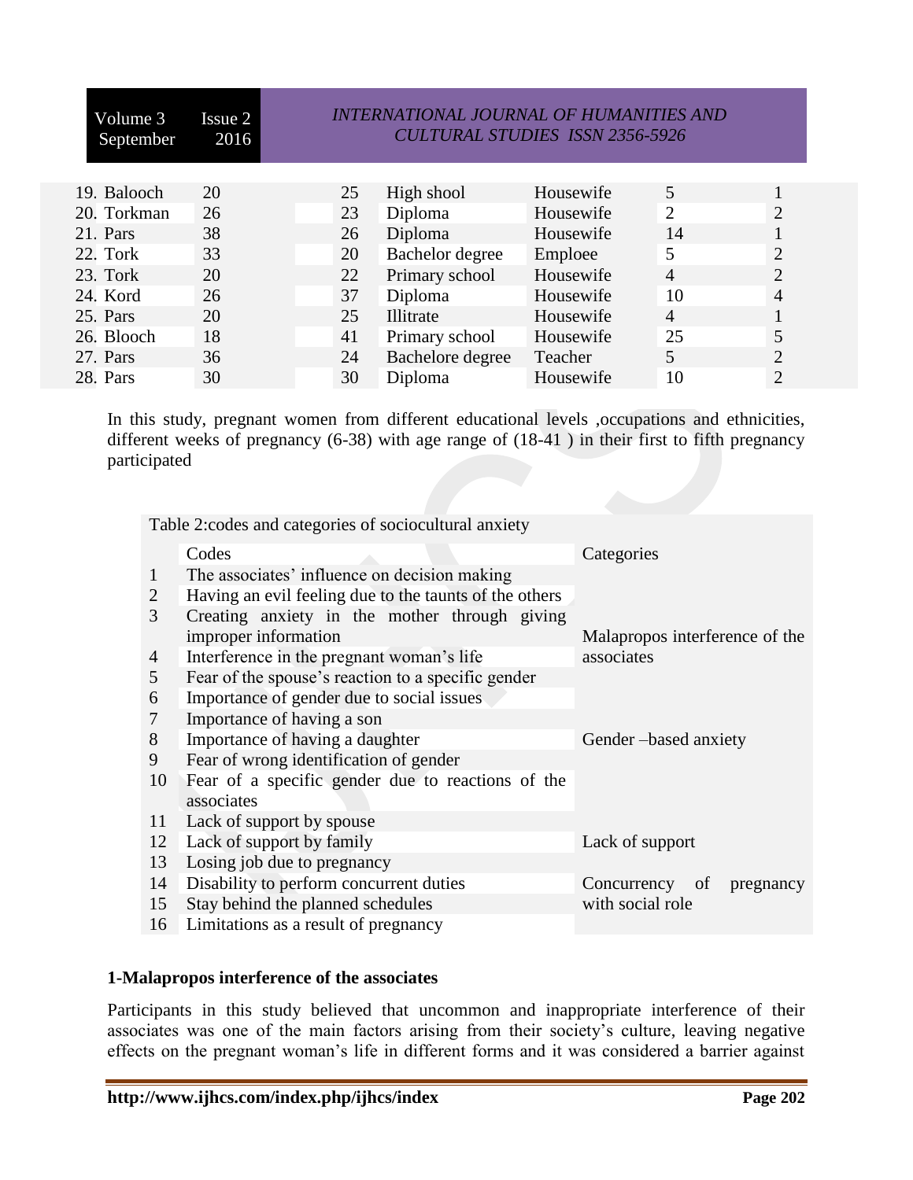| | | | | | | |
|---|---|---|---|---|---|---|
| 19. Balooch | 20 | 25 | High shool | Housewife | 5 | 1 |
| 20. Torkman | 26 | 23 | Diploma | Housewife | 2 | 2 |
| 21. Pars | 38 | 26 | Diploma | Housewife | 14 | 1 |
| 22. Tork | 33 | 20 | Bachelor degree | Emploee | 5 | 2 |
| 23. Tork | 20 | 22 | Primary school | Housewife | 4 | 2 |
| 24. Kord | 26 | 37 | Diploma | Housewife | 10 | 4 |
| 25. Pars | 20 | 25 | Illitrate | Housewife | 4 | 1 |
| 26. Blooch | 18 | 41 | Primary school | Housewife | 25 | 5 |
| 27. Pars | 36 | 24 | Bachelore degree | Teacher | 5 | 2 |
| 28. Pars | 30 | 30 | Diploma | Housewife | 10 | 2 |

In this study, pregnant women from different educational levels ,occupations and ethnicities, different weeks of pregnancy (6-38) with age range of (18-41 ) in their first to fifth pregnancy participated

Table 2:codes and categories of sociocultural anxiety

| | Codes | Categories |
|---|---|---|
| 1 | The associates' influence on decision making | Malapropos interference of the associates |
| 2 | Having an evil feeling due to the taunts of the others | |
| 3 | Creating anxiety in the mother through giving improper information | |
| 4 | Interference in the pregnant woman's life | |
| 5 | Fear of the spouse's reaction to a specific gender | Gender –based anxiety |
| 6 | Importance of gender due to social issues | |
| 7 | Importance of having a son | |
| 8 | Importance of having a daughter | |
| 9 | Fear of wrong identification of gender | |
| 10 | Fear of a specific gender due to reactions of the associates | |
| 11 | Lack of support by spouse | Lack of support |
| 12 | Lack of support by family | |
| 13 | Losing job due to pregnancy | Concurrency of pregnancy with social role |
| 14 | Disability to perform concurrent duties | |
| 15 | Stay behind the planned schedules | |
| 16 | Limitations as a result of pregnancy | |

**1-Malapropos interference of the associates**

Participants in this study believed that uncommon and inappropriate interference of their associates was one of the main factors arising from their society's culture, leaving negative effects on the pregnant woman's life in different forms and it was considered a barrier against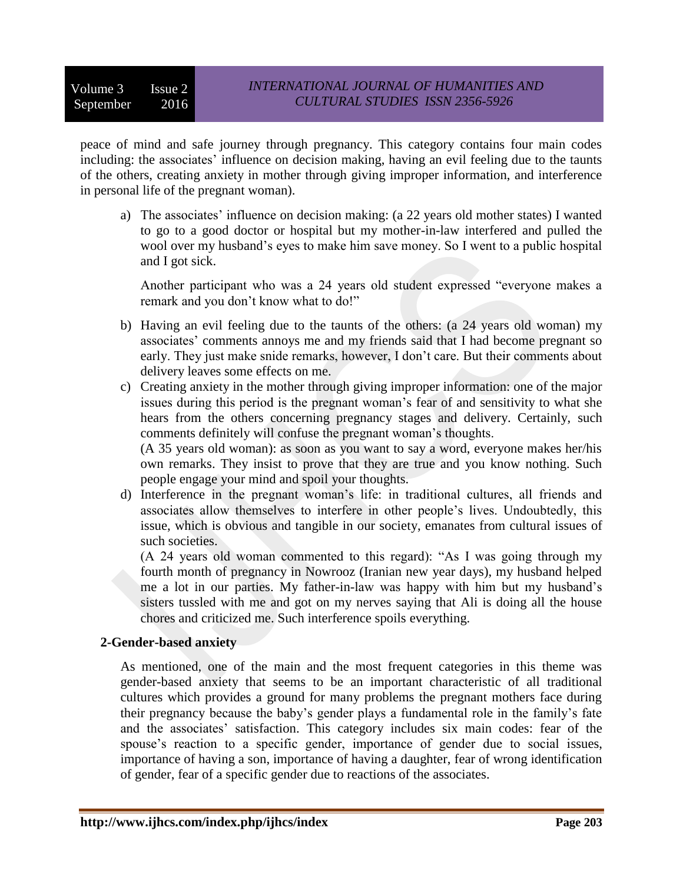peace of mind and safe journey through pregnancy. This category contains four main codes including: the associates' influence on decision making, having an evil feeling due to the taunts of the others, creating anxiety in mother through giving improper information, and interference in personal life of the pregnant woman).

a) The associates' influence on decision making: (a 22 years old mother states) I wanted to go to a good doctor or hospital but my mother-in-law interfered and pulled the wool over my husband's eyes to make him save money. So I went to a public hospital and I got sick.

   Another participant who was a 24 years old student expressed "everyone makes a remark and you don't know what to do!"

b) Having an evil feeling due to the taunts of the others: (a 24 years old woman) my associates' comments annoys me and my friends said that I had become pregnant so early. They just make snide remarks, however, I don't care. But their comments about delivery leaves some effects on me.

c) Creating anxiety in the mother through giving improper information: one of the major issues during this period is the pregnant woman's fear of and sensitivity to what she hears from the others concerning pregnancy stages and delivery. Certainly, such comments definitely will confuse the pregnant woman's thoughts.
   (A 35 years old woman): as soon as you want to say a word, everyone makes her/his own remarks. They insist to prove that they are true and you know nothing. Such people engage your mind and spoil your thoughts.

d) Interference in the pregnant woman's life: in traditional cultures, all friends and associates allow themselves to interfere in other people's lives. Undoubtedly, this issue, which is obvious and tangible in our society, emanates from cultural issues of such societies.
   (A 24 years old woman commented to this regard): "As I was going through my fourth month of pregnancy in Nowrooz (Iranian new year days), my husband helped me a lot in our parties. My father-in-law was happy with him but my husband's sisters tussled with me and got on my nerves saying that Ali is doing all the house chores and criticized me. Such interference spoils everything.

**2-Gender-based anxiety**

As mentioned, one of the main and the most frequent categories in this theme was gender-based anxiety that seems to be an important characteristic of all traditional cultures which provides a ground for many problems the pregnant mothers face during their pregnancy because the baby's gender plays a fundamental role in the family's fate and the associates' satisfaction. This category includes six main codes: fear of the spouse's reaction to a specific gender, importance of gender due to social issues, importance of having a son, importance of having a daughter, fear of wrong identification of gender, fear of a specific gender due to reactions of the associates.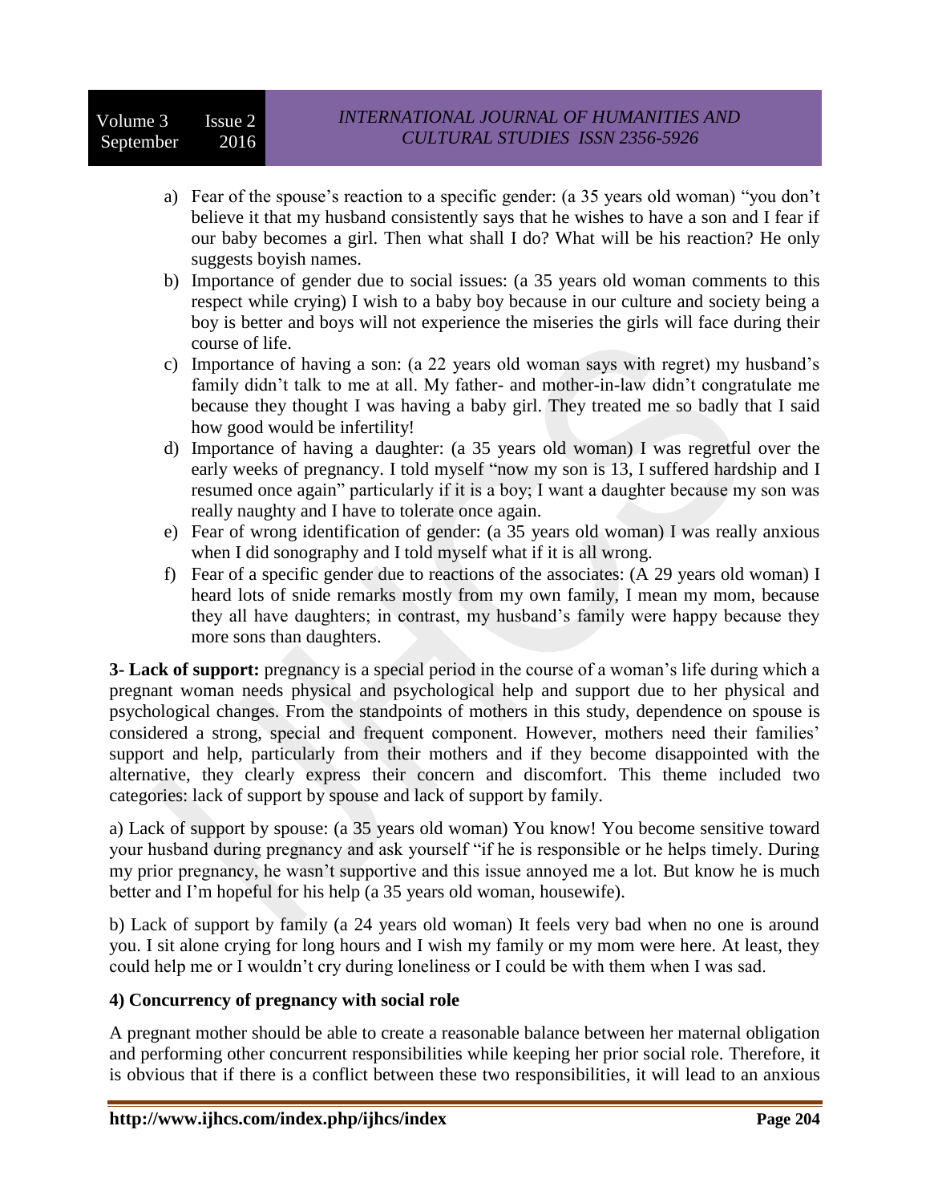a) Fear of the spouse's reaction to a specific gender: (a 35 years old woman) "you don't believe it that my husband consistently says that he wishes to have a son and I fear if our baby becomes a girl. Then what shall I do? What will be his reaction? He only suggests boyish names.
b) Importance of gender due to social issues: (a 35 years old woman comments to this respect while crying) I wish to a baby boy because in our culture and society being a boy is better and boys will not experience the miseries the girls will face during their course of life.
c) Importance of having a son: (a 22 years old woman says with regret) my husband's family didn't talk to me at all. My father- and mother-in-law didn't congratulate me because they thought I was having a baby girl. They treated me so badly that I said how good would be infertility!
d) Importance of having a daughter: (a 35 years old woman) I was regretful over the early weeks of pregnancy. I told myself "now my son is 13, I suffered hardship and I resumed once again" particularly if it is a boy; I want a daughter because my son was really naughty and I have to tolerate once again.
e) Fear of wrong identification of gender: (a 35 years old woman) I was really anxious when I did sonography and I told myself what if it is all wrong.
f) Fear of a specific gender due to reactions of the associates: (A 29 years old woman) I heard lots of snide remarks mostly from my own family, I mean my mom, because they all have daughters; in contrast, my husband's family were happy because they more sons than daughters.

**3- Lack of support:** pregnancy is a special period in the course of a woman's life during which a pregnant woman needs physical and psychological help and support due to her physical and psychological changes. From the standpoints of mothers in this study, dependence on spouse is considered a strong, special and frequent component. However, mothers need their families' support and help, particularly from their mothers and if they become disappointed with the alternative, they clearly express their concern and discomfort. This theme included two categories: lack of support by spouse and lack of support by family.

a) Lack of support by spouse: (a 35 years old woman) You know! You become sensitive toward your husband during pregnancy and ask yourself "if he is responsible or he helps timely. During my prior pregnancy, he wasn't supportive and this issue annoyed me a lot. But know he is much better and I'm hopeful for his help (a 35 years old woman, housewife).

b) Lack of support by family (a 24 years old woman) It feels very bad when no one is around you. I sit alone crying for long hours and I wish my family or my mom were here. At least, they could help me or I wouldn't cry during loneliness or I could be with them when I was sad.

**4) Concurrency of pregnancy with social role**

A pregnant mother should be able to create a reasonable balance between her maternal obligation and performing other concurrent responsibilities while keeping her prior social role. Therefore, it is obvious that if there is a conflict between these two responsibilities, it will lead to an anxious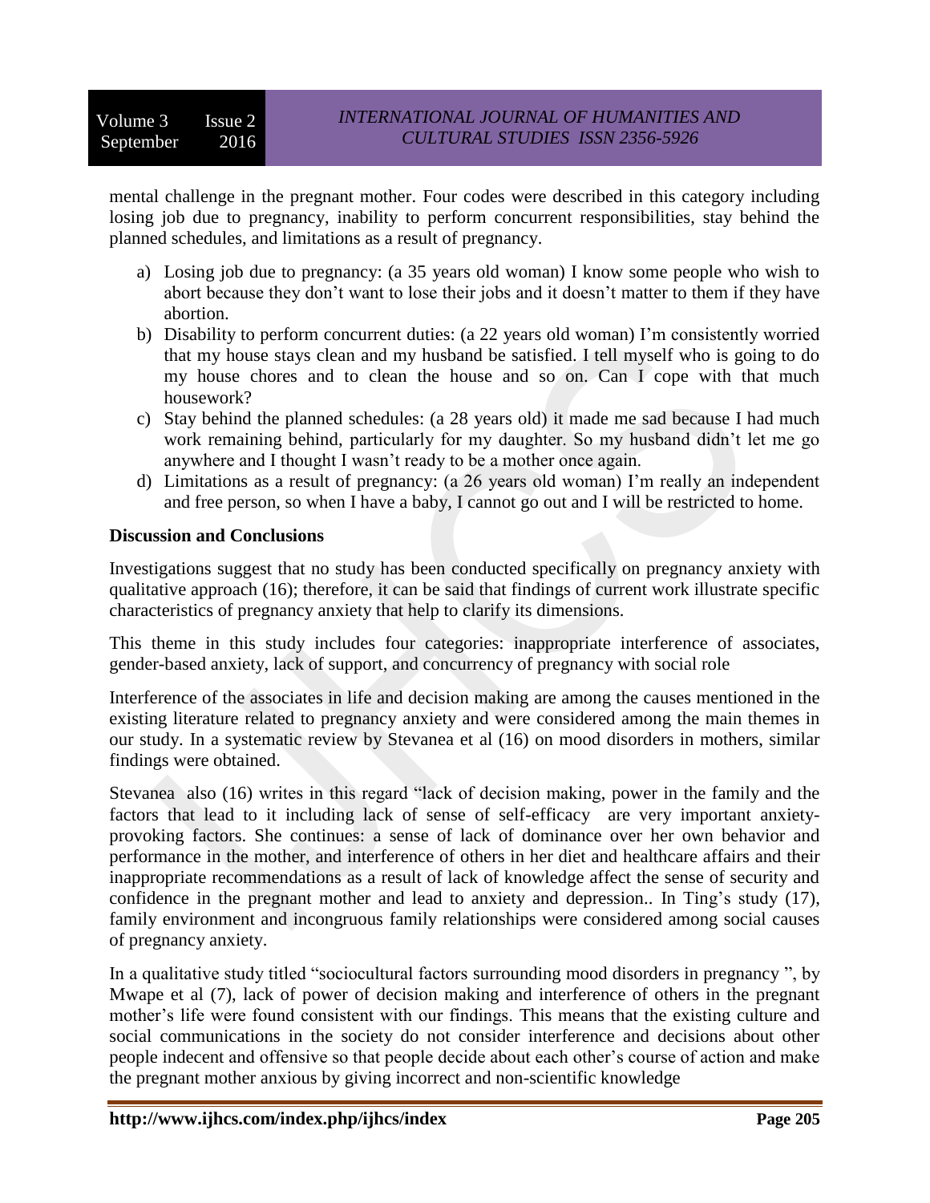mental challenge in the pregnant mother. Four codes were described in this category including losing job due to pregnancy, inability to perform concurrent responsibilities, stay behind the planned schedules, and limitations as a result of pregnancy.

a) Losing job due to pregnancy: (a 35 years old woman) I know some people who wish to abort because they don't want to lose their jobs and it doesn't matter to them if they have abortion.
b) Disability to perform concurrent duties: (a 22 years old woman) I'm consistently worried that my house stays clean and my husband be satisfied. I tell myself who is going to do my house chores and to clean the house and so on. Can I cope with that much housework?
c) Stay behind the planned schedules: (a 28 years old) it made me sad because I had much work remaining behind, particularly for my daughter. So my husband didn't let me go anywhere and I thought I wasn't ready to be a mother once again.
d) Limitations as a result of pregnancy: (a 26 years old woman) I'm really an independent and free person, so when I have a baby, I cannot go out and I will be restricted to home.

**Discussion and Conclusions**

Investigations suggest that no study has been conducted specifically on pregnancy anxiety with qualitative approach (16); therefore, it can be said that findings of current work illustrate specific characteristics of pregnancy anxiety that help to clarify its dimensions.

This theme in this study includes four categories: inappropriate interference of associates, gender-based anxiety, lack of support, and concurrency of pregnancy with social role

Interference of the associates in life and decision making are among the causes mentioned in the existing literature related to pregnancy anxiety and were considered among the main themes in our study. In a systematic review by Stevanea et al (16) on mood disorders in mothers, similar findings were obtained.

Stevanea also (16) writes in this regard "lack of decision making, power in the family and the factors that lead to it including lack of sense of self-efficacy are very important anxiety-provoking factors. She continues: a sense of lack of dominance over her own behavior and performance in the mother, and interference of others in her diet and healthcare affairs and their inappropriate recommendations as a result of lack of knowledge affect the sense of security and confidence in the pregnant mother and lead to anxiety and depression.. In Ting's study (17), family environment and incongruous family relationships were considered among social causes of pregnancy anxiety.

In a qualitative study titled "sociocultural factors surrounding mood disorders in pregnancy ", by Mwape et al (7), lack of power of decision making and interference of others in the pregnant mother's life were found consistent with our findings. This means that the existing culture and social communications in the society do not consider interference and decisions about other people indecent and offensive so that people decide about each other's course of action and make the pregnant mother anxious by giving incorrect and non-scientific knowledge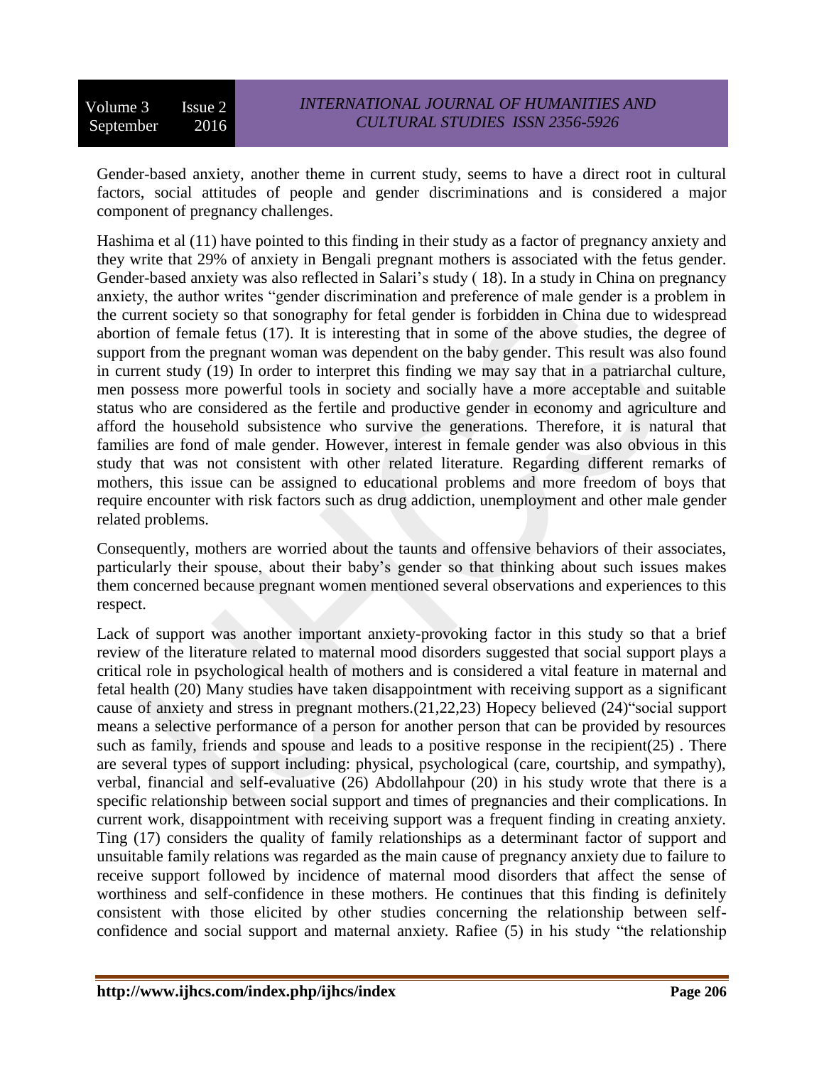Gender-based anxiety, another theme in current study, seems to have a direct root in cultural factors, social attitudes of people and gender discriminations and is considered a major component of pregnancy challenges.

Hashima et al (11) have pointed to this finding in their study as a factor of pregnancy anxiety and they write that 29% of anxiety in Bengali pregnant mothers is associated with the fetus gender. Gender-based anxiety was also reflected in Salari's study ( 18). In a study in China on pregnancy anxiety, the author writes "gender discrimination and preference of male gender is a problem in the current society so that sonography for fetal gender is forbidden in China due to widespread abortion of female fetus (17). It is interesting that in some of the above studies, the degree of support from the pregnant woman was dependent on the baby gender. This result was also found in current study (19) In order to interpret this finding we may say that in a patriarchal culture, men possess more powerful tools in society and socially have a more acceptable and suitable status who are considered as the fertile and productive gender in economy and agriculture and afford the household subsistence who survive the generations. Therefore, it is natural that families are fond of male gender. However, interest in female gender was also obvious in this study that was not consistent with other related literature. Regarding different remarks of mothers, this issue can be assigned to educational problems and more freedom of boys that require encounter with risk factors such as drug addiction, unemployment and other male gender related problems.

Consequently, mothers are worried about the taunts and offensive behaviors of their associates, particularly their spouse, about their baby's gender so that thinking about such issues makes them concerned because pregnant women mentioned several observations and experiences to this respect.

Lack of support was another important anxiety-provoking factor in this study so that a brief review of the literature related to maternal mood disorders suggested that social support plays a critical role in psychological health of mothers and is considered a vital feature in maternal and fetal health (20) Many studies have taken disappointment with receiving support as a significant cause of anxiety and stress in pregnant mothers.(21,22,23) Hopecy believed (24)"social support means a selective performance of a person for another person that can be provided by resources such as family, friends and spouse and leads to a positive response in the recipient(25) . There are several types of support including: physical, psychological (care, courtship, and sympathy), verbal, financial and self-evaluative (26) Abdollahpour (20) in his study wrote that there is a specific relationship between social support and times of pregnancies and their complications. In current work, disappointment with receiving support was a frequent finding in creating anxiety. Ting (17) considers the quality of family relationships as a determinant factor of support and unsuitable family relations was regarded as the main cause of pregnancy anxiety due to failure to receive support followed by incidence of maternal mood disorders that affect the sense of worthiness and self-confidence in these mothers. He continues that this finding is definitely consistent with those elicited by other studies concerning the relationship between self-confidence and social support and maternal anxiety. Rafiee (5) in his study "the relationship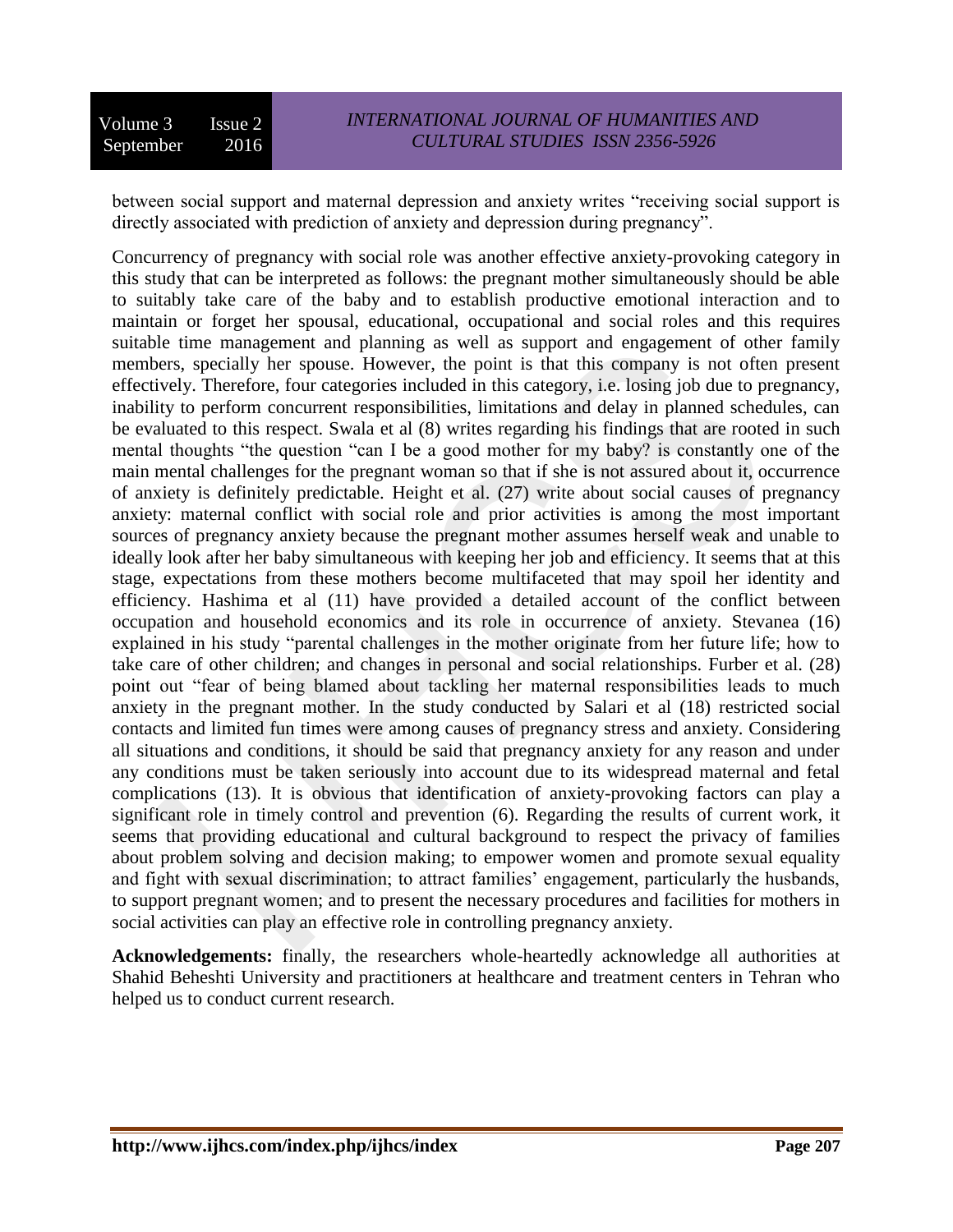between social support and maternal depression and anxiety writes "receiving social support is directly associated with prediction of anxiety and depression during pregnancy".

Concurrency of pregnancy with social role was another effective anxiety-provoking category in this study that can be interpreted as follows: the pregnant mother simultaneously should be able to suitably take care of the baby and to establish productive emotional interaction and to maintain or forget her spousal, educational, occupational and social roles and this requires suitable time management and planning as well as support and engagement of other family members, specially her spouse. However, the point is that this company is not often present effectively. Therefore, four categories included in this category, i.e. losing job due to pregnancy, inability to perform concurrent responsibilities, limitations and delay in planned schedules, can be evaluated to this respect. Swala et al (8) writes regarding his findings that are rooted in such mental thoughts "the question "can I be a good mother for my baby? is constantly one of the main mental challenges for the pregnant woman so that if she is not assured about it, occurrence of anxiety is definitely predictable. Height et al. (27) write about social causes of pregnancy anxiety: maternal conflict with social role and prior activities is among the most important sources of pregnancy anxiety because the pregnant mother assumes herself weak and unable to ideally look after her baby simultaneous with keeping her job and efficiency. It seems that at this stage, expectations from these mothers become multifaceted that may spoil her identity and efficiency. Hashima et al (11) have provided a detailed account of the conflict between occupation and household economics and its role in occurrence of anxiety. Stevanea (16) explained in his study "parental challenges in the mother originate from her future life; how to take care of other children; and changes in personal and social relationships. Furber et al. (28) point out "fear of being blamed about tackling her maternal responsibilities leads to much anxiety in the pregnant mother. In the study conducted by Salari et al (18) restricted social contacts and limited fun times were among causes of pregnancy stress and anxiety. Considering all situations and conditions, it should be said that pregnancy anxiety for any reason and under any conditions must be taken seriously into account due to its widespread maternal and fetal complications (13). It is obvious that identification of anxiety-provoking factors can play a significant role in timely control and prevention (6). Regarding the results of current work, it seems that providing educational and cultural background to respect the privacy of families about problem solving and decision making; to empower women and promote sexual equality and fight with sexual discrimination; to attract families' engagement, particularly the husbands, to support pregnant women; and to present the necessary procedures and facilities for mothers in social activities can play an effective role in controlling pregnancy anxiety.

**Acknowledgements:** finally, the researchers whole-heartedly acknowledge all authorities at Shahid Beheshti University and practitioners at healthcare and treatment centers in Tehran who helped us to conduct current research.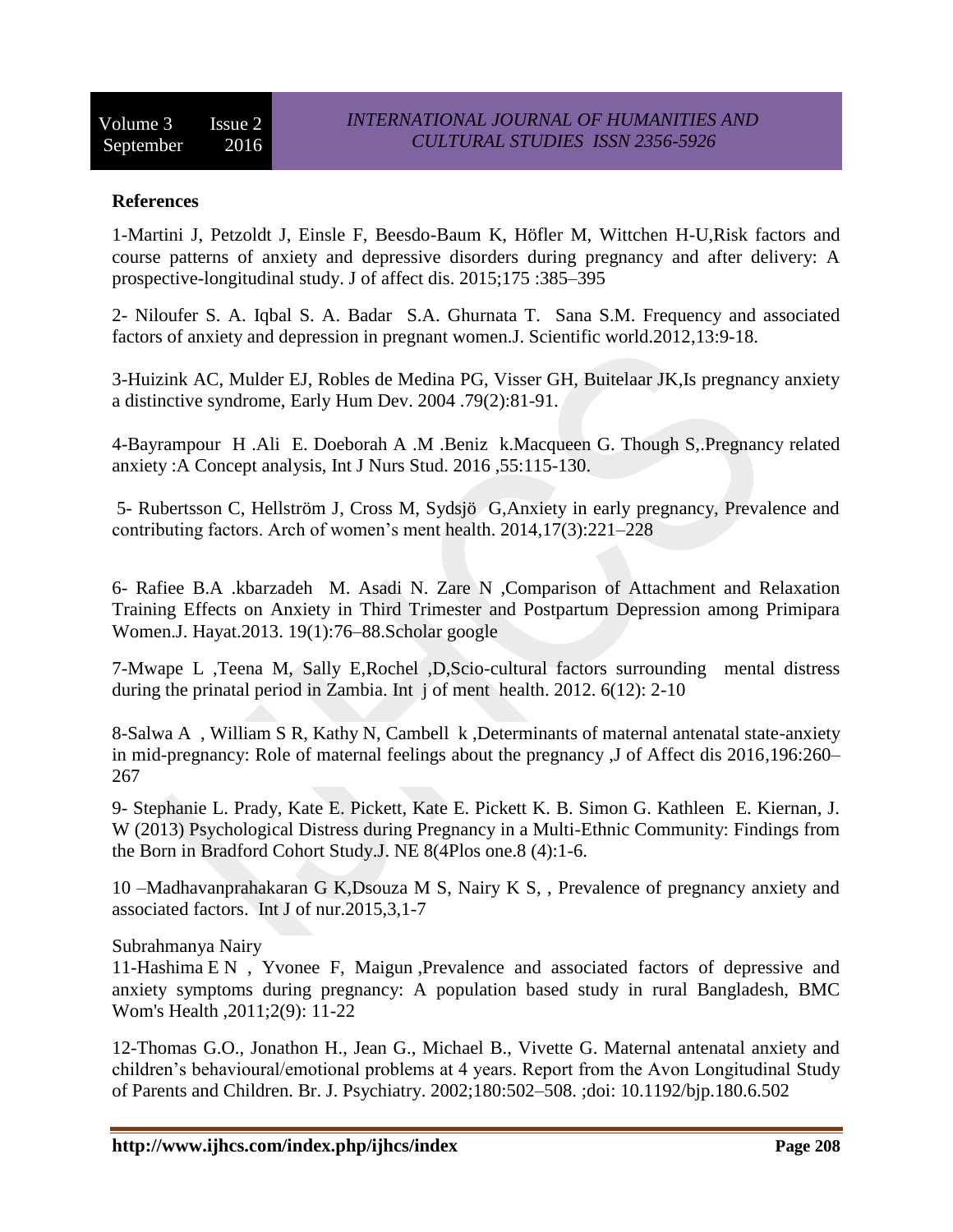**References**

1-Martini J, Petzoldt J, Einsle F, Beesdo-Baum K, Höfler M, Wittchen H-U,Risk factors and course patterns of anxiety and depressive disorders during pregnancy and after delivery: A prospective-longitudinal study. J of affect dis. 2015;175 :385–395

2- Niloufer S. A. Iqbal S. A. Badar S.A. Ghurnata T. Sana S.M. Frequency and associated factors of anxiety and depression in pregnant women.J. Scientific world.2012,13:9-18.

3-Huizink AC, Mulder EJ, Robles de Medina PG, Visser GH, Buitelaar JK,Is pregnancy anxiety a distinctive syndrome, Early Hum Dev. 2004 .79(2):81-91.

4-Bayrampour H .Ali E. Doeborah A .M .Beniz k.Macqueen G. Though S,.Pregnancy related anxiety :A Concept analysis, Int J Nurs Stud. 2016 ,55:115-130.

5- Rubertsson C, Hellström J, Cross M, Sydsjö G,Anxiety in early pregnancy, Prevalence and contributing factors. Arch of women's ment health. 2014,17(3):221–228

6- Rafiee B.A .kbarzadeh M. Asadi N. Zare N ,Comparison of Attachment and Relaxation Training Effects on Anxiety in Third Trimester and Postpartum Depression among Primipara Women.J. Hayat.2013. 19(1):76–88.Scholar google

7-Mwape L ,Teena M, Sally E,Rochel ,D,Scio-cultural factors surrounding mental distress during the prinatal period in Zambia. Int j of ment health. 2012. 6(12): 2-10

8-Salwa A , William S R, Kathy N, Cambell k ,Determinants of maternal antenatal state-anxiety in mid-pregnancy: Role of maternal feelings about the pregnancy ,J of Affect dis 2016,196:260–267

9- Stephanie L. Prady, Kate E. Pickett, Kate E. Pickett K. B. Simon G. Kathleen E. Kiernan, J. W (2013) Psychological Distress during Pregnancy in a Multi-Ethnic Community: Findings from the Born in Bradford Cohort Study.J. NE 8(4Plos one.8 (4):1-6.

10 –Madhavanprahakaran G K,Dsouza M S, Nairy K S, , Prevalence of pregnancy anxiety and associated factors. Int J of nur.2015,3,1-7

Subrahmanya Nairy

11-Hashima E N , Yvonee F, Maigun ,Prevalence and associated factors of depressive and anxiety symptoms during pregnancy: A population based study in rural Bangladesh, BMC Wom's Health ,2011;2(9): 11-22

12-Thomas G.O., Jonathon H., Jean G., Michael B., Vivette G. Maternal antenatal anxiety and children's behavioural/emotional problems at 4 years. Report from the Avon Longitudinal Study of Parents and Children. Br. J. Psychiatry. 2002;180:502–508. ;doi: 10.1192/bjp.180.6.502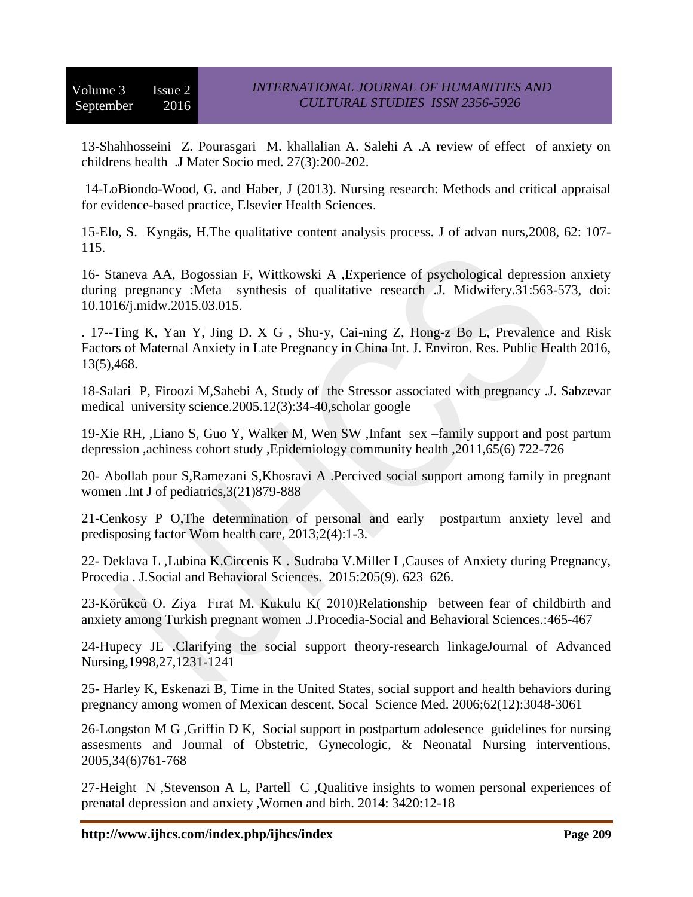13-Shahhosseini Z. Pourasgari M. khallalian A. Salehi A .A review of effect of anxiety on childrens health .J Mater Socio med. 27(3):200-202.

14-LoBiondo-Wood, G. and Haber, J (2013). Nursing research: Methods and critical appraisal for evidence-based practice, Elsevier Health Sciences.

15-Elo, S. Kyngäs, H.The qualitative content analysis process. J of advan nurs,2008, 62: 107-115.

16- Staneva AA, Bogossian F, Wittkowski A ,Experience of psychological depression anxiety during pregnancy :Meta –synthesis of qualitative research .J. Midwifery.31:563-573, doi: 10.1016/j.midw.2015.03.015.

. 17--Ting K, Yan Y, Jing D. X G , Shu-y, Cai-ning Z, Hong-z Bo L, Prevalence and Risk Factors of Maternal Anxiety in Late Pregnancy in China Int. J. Environ. Res. Public Health 2016, 13(5),468.

18-Salari P, Firoozi M,Sahebi A, Study of the Stressor associated with pregnancy .J. Sabzevar medical university science.2005.12(3):34-40,scholar google

19-Xie RH, ,Liano S, Guo Y, Walker M, Wen SW ,Infant sex –family support and post partum depression ,achiness cohort study ,Epidemiology community health ,2011,65(6) 722-726

20- Abollah pour S,Ramezani S,Khosravi A .Percived social support among family in pregnant women .Int J of pediatrics,3(21)879-888

21-Cenkosy P O,The determination of personal and early postpartum anxiety level and predisposing factor Wom health care, 2013;2(4):1-3.

22- Deklava L ,Lubina K.Circenis K . Sudraba V.Miller I ,Causes of Anxiety during Pregnancy, Procedia . J.Social and Behavioral Sciences. 2015:205(9). 623–626.

23-Körükcü O. Ziya Fırat M. Kukulu K( 2010)Relationship between fear of childbirth and anxiety among Turkish pregnant women .J.Procedia-Social and Behavioral Sciences.:465-467

24-Hupecy JE ,Clarifying the social support theory-research linkageJournal of Advanced Nursing,1998,27,1231-1241

25- Harley K, Eskenazi B, Time in the United States, social support and health behaviors during pregnancy among women of Mexican descent, Socal Science Med. 2006;62(12):3048-3061

26-Longston M G ,Griffin D K, Social support in postpartum adolesence guidelines for nursing assesments and Journal of Obstetric, Gynecologic, & Neonatal Nursing interventions, 2005,34(6)761-768

27-Height N ,Stevenson A L, Partell C ,Qualitive insights to women personal experiences of prenatal depression and anxiety ,Women and birh. 2014: 3420:12-18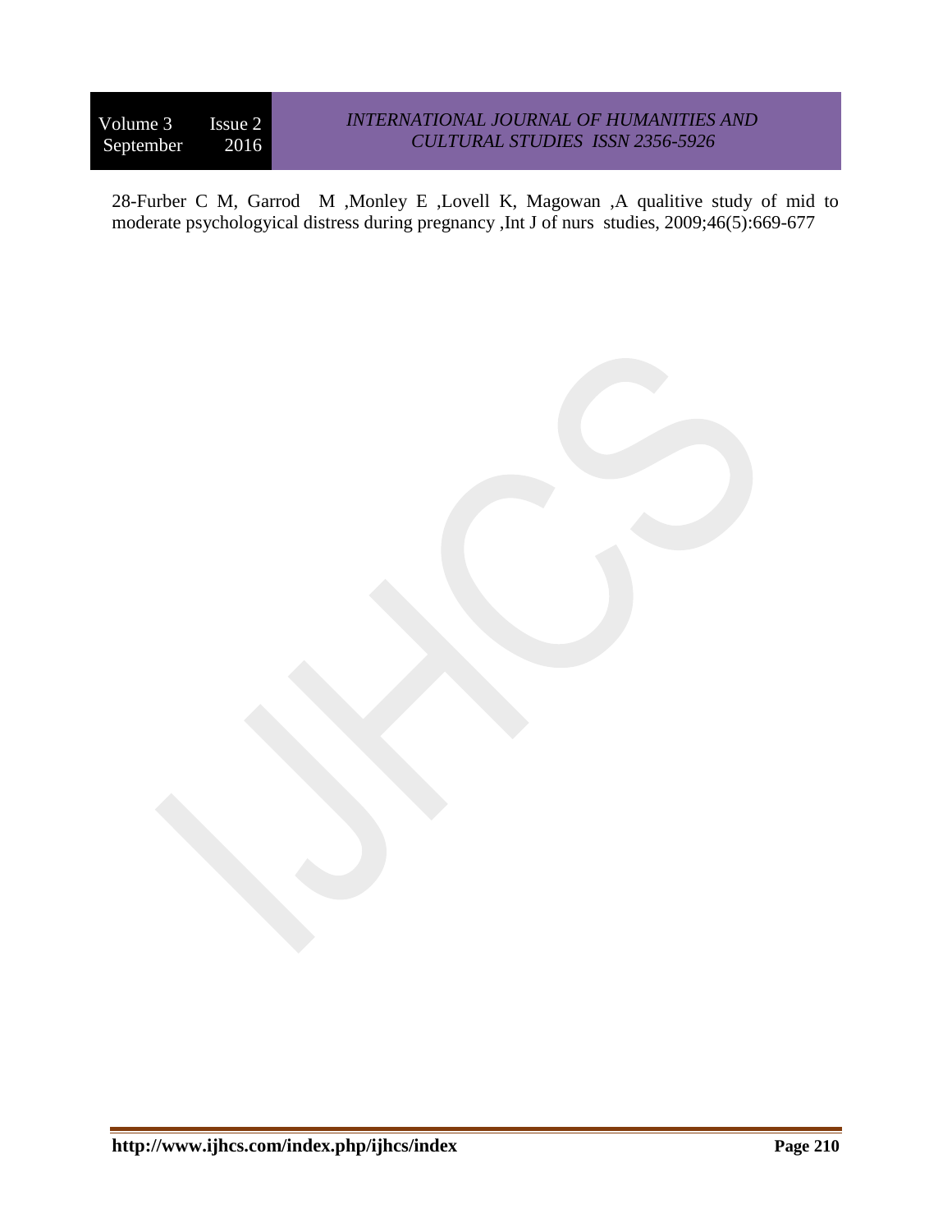28-Furber C M, Garrod M ,Monley E ,Lovell K, Magowan ,A qualitive study of mid to moderate psychologyical distress during pregnancy ,Int J of nurs studies, 2009;46(5):669-677